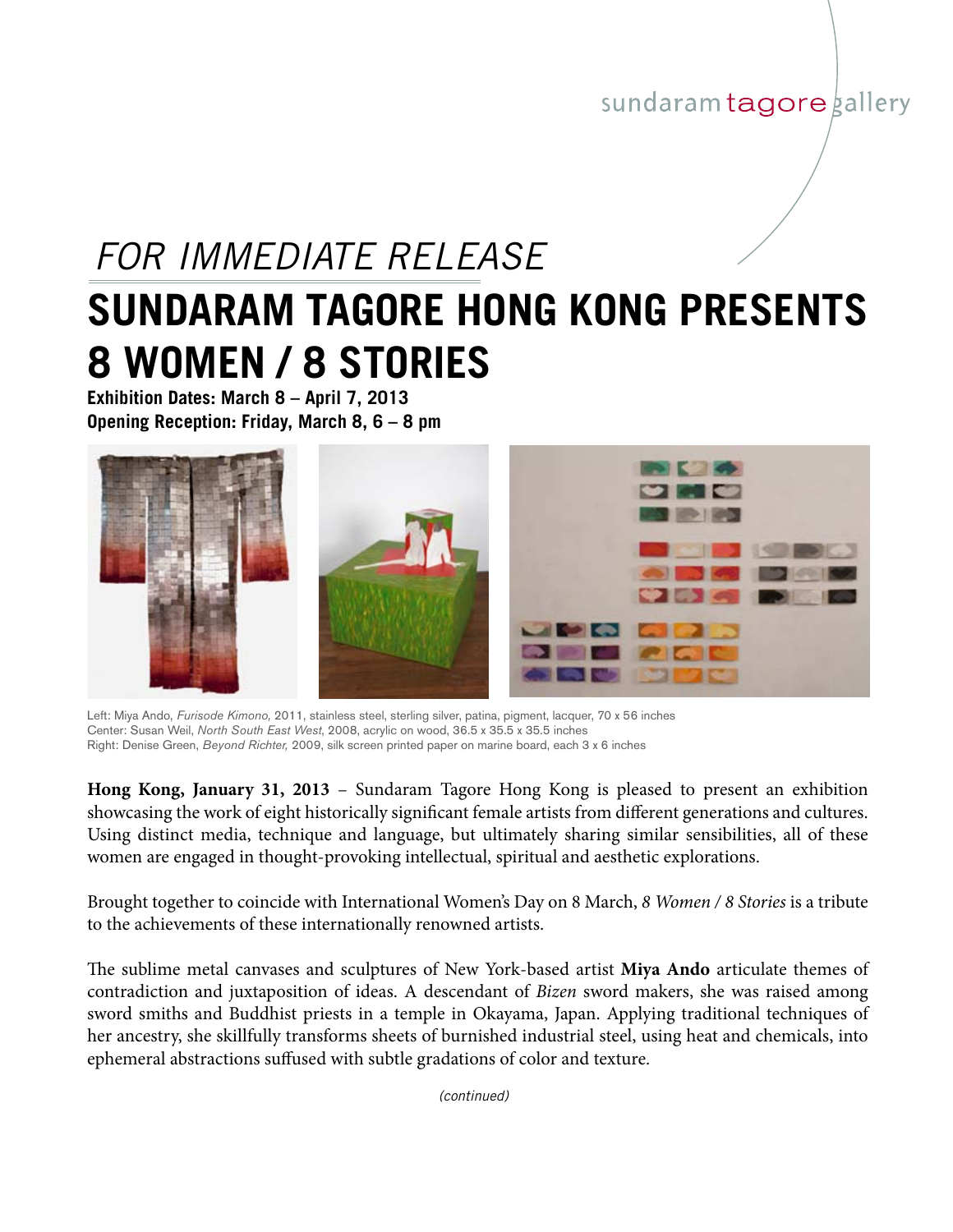sundaram tagore gallery

*FOR IMMEDIATE RELEASE*

# SUNDARAM TAGORE HONG KONG PRESENTS 8 WOMEN / 8 STORIES

**Exhibition Dates: March 8 – April 7, 2013**
**Opening Reception: Friday, March 8, 6 – 8 pm**

Left: Miya Ando, *Furisode Kimono,* 2011, stainless steel, sterling silver, patina, pigment, lacquer, 70 x 56 inches
Center: Susan Weil, *North South East West*, 2008, acrylic on wood, 36.5 x 35.5 x 35.5 inches
Right: Denise Green, *Beyond Richter,* 2009, silk screen printed paper on marine board, each 3 x 6 inches

**Hong Kong, January 31, 2013** – Sundaram Tagore Hong Kong is pleased to present an exhibition showcasing the work of eight historically significant female artists from different generations and cultures. Using distinct media, technique and language, but ultimately sharing similar sensibilities, all of these women are engaged in thought-provoking intellectual, spiritual and aesthetic explorations.

Brought together to coincide with International Women's Day on 8 March, *8 Women / 8 Stories* is a tribute to the achievements of these internationally renowned artists.

The sublime metal canvases and sculptures of New York-based artist **Miya Ando** articulate themes of contradiction and juxtaposition of ideas. A descendant of *Bizen* sword makers, she was raised among sword smiths and Buddhist priests in a temple in Okayama, Japan. Applying traditional techniques of her ancestry, she skillfully transforms sheets of burnished industrial steel, using heat and chemicals, into ephemeral abstractions suffused with subtle gradations of color and texture.

*(continued)*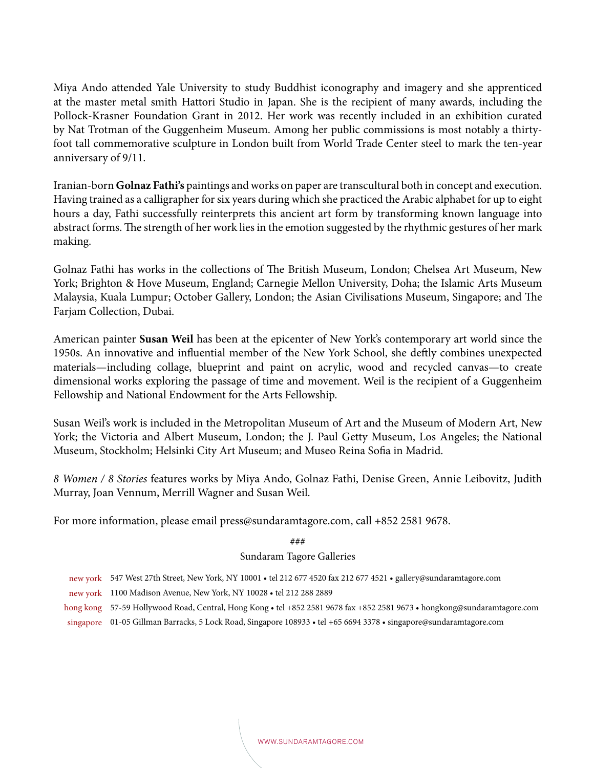Miya Ando attended Yale University to study Buddhist iconography and imagery and she apprenticed at the master metal smith Hattori Studio in Japan. She is the recipient of many awards, including the Pollock-Krasner Foundation Grant in 2012. Her work was recently included in an exhibition curated by Nat Trotman of the Guggenheim Museum. Among her public commissions is most notably a thirty-foot tall commemorative sculpture in London built from World Trade Center steel to mark the ten-year anniversary of 9/11.

Iranian-born **Golnaz Fathi's** paintings and works on paper are transcultural both in concept and execution. Having trained as a calligrapher for six years during which she practiced the Arabic alphabet for up to eight hours a day, Fathi successfully reinterprets this ancient art form by transforming known language into abstract forms. The strength of her work lies in the emotion suggested by the rhythmic gestures of her mark making.

Golnaz Fathi has works in the collections of The British Museum, London; Chelsea Art Museum, New York; Brighton & Hove Museum, England; Carnegie Mellon University, Doha; the Islamic Arts Museum Malaysia, Kuala Lumpur; October Gallery, London; the Asian Civilisations Museum, Singapore; and The Farjam Collection, Dubai.

American painter **Susan Weil** has been at the epicenter of New York's contemporary art world since the 1950s. An innovative and influential member of the New York School, she deftly combines unexpected materials—including collage, blueprint and paint on acrylic, wood and recycled canvas—to create dimensional works exploring the passage of time and movement. Weil is the recipient of a Guggenheim Fellowship and National Endowment for the Arts Fellowship.

Susan Weil's work is included in the Metropolitan Museum of Art and the Museum of Modern Art, New York; the Victoria and Albert Museum, London; the J. Paul Getty Museum, Los Angeles; the National Museum, Stockholm; Helsinki City Art Museum; and Museo Reina Sofia in Madrid.

*8 Women / 8 Stories* features works by Miya Ando, Golnaz Fathi, Denise Green, Annie Leibovitz, Judith Murray, Joan Vennum, Merrill Wagner and Susan Weil.

For more information, please email press@sundaramtagore.com, call +852 2581 9678.

###

Sundaram Tagore Galleries

new york 547 West 27th Street, New York, NY 10001 • tel 212 677 4520 fax 212 677 4521 • gallery@sundaramtagore.com

new york 1100 Madison Avenue, New York, NY 10028 • tel 212 288 2889

hong kong 57-59 Hollywood Road, Central, Hong Kong • tel +852 2581 9678 fax +852 2581 9673 • hongkong@sundaramtagore.com

singapore 01-05 Gillman Barracks, 5 Lock Road, Singapore 108933 • tel +65 6694 3378 • singapore@sundaramtagore.com

WWW.SUNDARAMTAGORE.COM